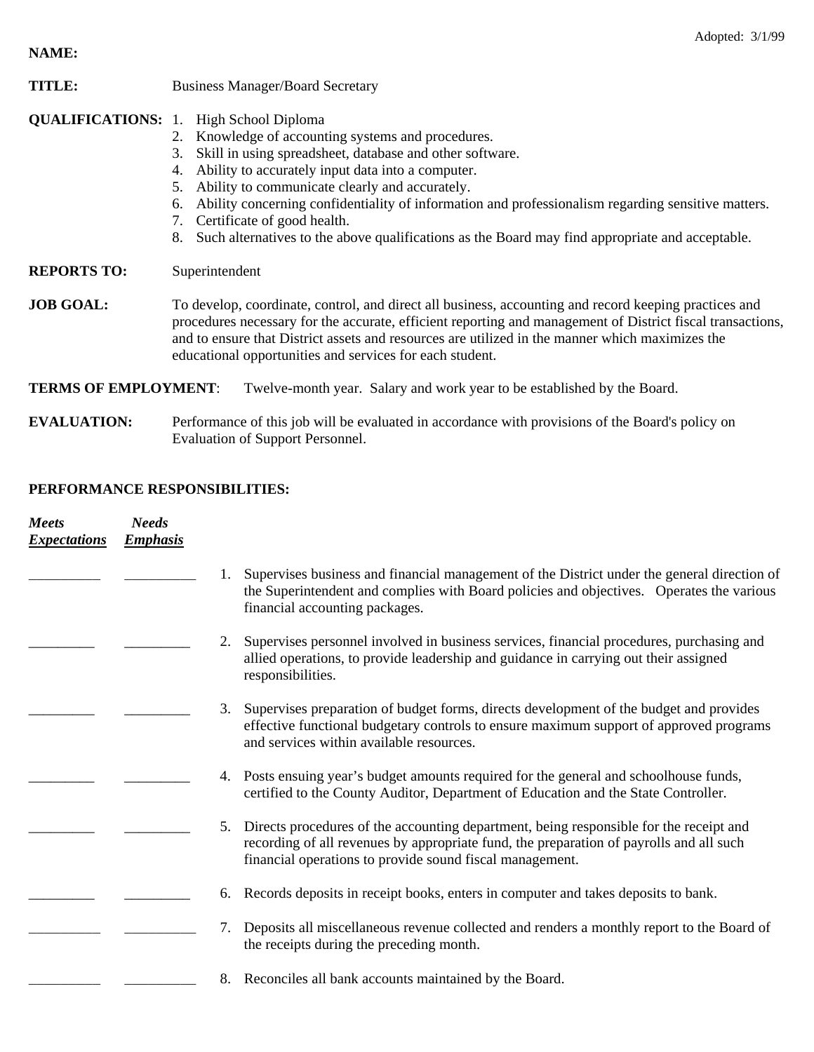Adopted: 3/1/99

**NAME:**

**TITLE:** Business Manager/Board Secretary

**QUALIFICATIONS:**
1. High School Diploma
2. Knowledge of accounting systems and procedures.
3. Skill in using spreadsheet, database and other software.
4. Ability to accurately input data into a computer.
5. Ability to communicate clearly and accurately.
6. Ability concerning confidentiality of information and professionalism regarding sensitive matters.
7. Certificate of good health.
8. Such alternatives to the above qualifications as the Board may find appropriate and acceptable.

**REPORTS TO:** Superintendent

**JOB GOAL:** To develop, coordinate, control, and direct all business, accounting and record keeping practices and procedures necessary for the accurate, efficient reporting and management of District fiscal transactions, and to ensure that District assets and resources are utilized in the manner which maximizes the educational opportunities and services for each student.

**TERMS OF EMPLOYMENT**: Twelve-month year. Salary and work year to be established by the Board.

**EVALUATION:** Performance of this job will be evaluated in accordance with provisions of the Board's policy on Evaluation of Support Personnel.

**PERFORMANCE RESPONSIBILITIES:**

| ***Meets Expectations*** | ***Needs Emphasis*** | |
|---|---|---|
| __________ | __________ | 1. Supervises business and financial management of the District under the general direction of the Superintendent and complies with Board policies and objectives. Operates the various financial accounting packages. |
| _________ | _________ | 2. Supervises personnel involved in business services, financial procedures, purchasing and allied operations, to provide leadership and guidance in carrying out their assigned responsibilities. |
| _________ | _________ | 3. Supervises preparation of budget forms, directs development of the budget and provides effective functional budgetary controls to ensure maximum support of approved programs and services within available resources. |
| _________ | _________ | 4. Posts ensuing year's budget amounts required for the general and schoolhouse funds, certified to the County Auditor, Department of Education and the State Controller. |
| _________ | _________ | 5. Directs procedures of the accounting department, being responsible for the receipt and recording of all revenues by appropriate fund, the preparation of payrolls and all such financial operations to provide sound fiscal management. |
| _________ | _________ | 6. Records deposits in receipt books, enters in computer and takes deposits to bank. |
| __________ | __________ | 7. Deposits all miscellaneous revenue collected and renders a monthly report to the Board of the receipts during the preceding month. |
| __________ | __________ | 8. Reconciles all bank accounts maintained by the Board. |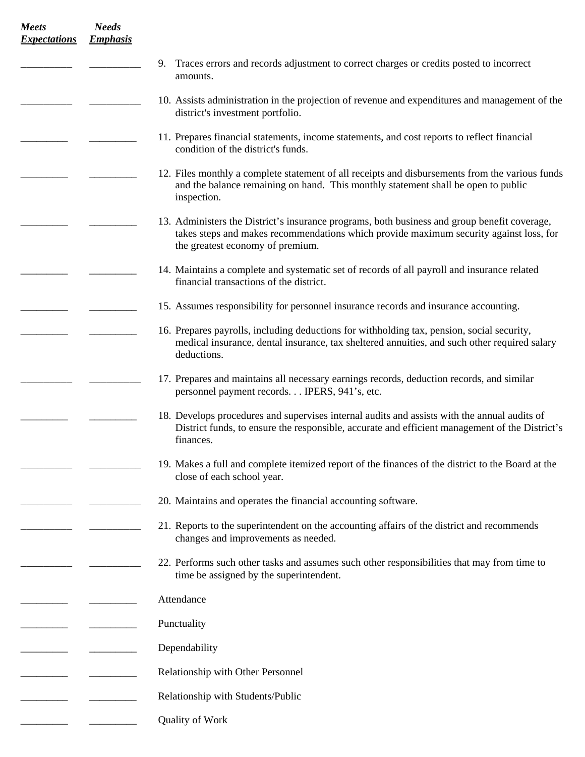| ***Meets Expectations*** | ***Needs Emphasis*** | |
|---|---|---|
| __________ | __________ | 9. Traces errors and records adjustment to correct charges or credits posted to incorrect amounts. |
| __________ | __________ | 10. Assists administration in the projection of revenue and expenditures and management of the district's investment portfolio. |
| __________ | __________ | 11. Prepares financial statements, income statements, and cost reports to reflect financial condition of the district's funds. |
| __________ | __________ | 12. Files monthly a complete statement of all receipts and disbursements from the various funds and the balance remaining on hand. This monthly statement shall be open to public inspection. |
| __________ | __________ | 13. Administers the District's insurance programs, both business and group benefit coverage, takes steps and makes recommendations which provide maximum security against loss, for the greatest economy of premium. |
| __________ | __________ | 14. Maintains a complete and systematic set of records of all payroll and insurance related financial transactions of the district. |
| __________ | __________ | 15. Assumes responsibility for personnel insurance records and insurance accounting. |
| __________ | __________ | 16. Prepares payrolls, including deductions for withholding tax, pension, social security, medical insurance, dental insurance, tax sheltered annuities, and such other required salary deductions. |
| __________ | __________ | 17. Prepares and maintains all necessary earnings records, deduction records, and similar personnel payment records. . . IPERS, 941's, etc. |
| __________ | __________ | 18. Develops procedures and supervises internal audits and assists with the annual audits of District funds, to ensure the responsible, accurate and efficient management of the District's finances. |
| __________ | __________ | 19. Makes a full and complete itemized report of the finances of the district to the Board at the close of each school year. |
| __________ | __________ | 20. Maintains and operates the financial accounting software. |
| __________ | __________ | 21. Reports to the superintendent on the accounting affairs of the district and recommends changes and improvements as needed. |
| __________ | __________ | 22. Performs such other tasks and assumes such other responsibilities that may from time to time be assigned by the superintendent. |
| __________ | __________ | Attendance |
| __________ | __________ | Punctuality |
| __________ | __________ | Dependability |
| __________ | __________ | Relationship with Other Personnel |
| __________ | __________ | Relationship with Students/Public |
| __________ | __________ | Quality of Work |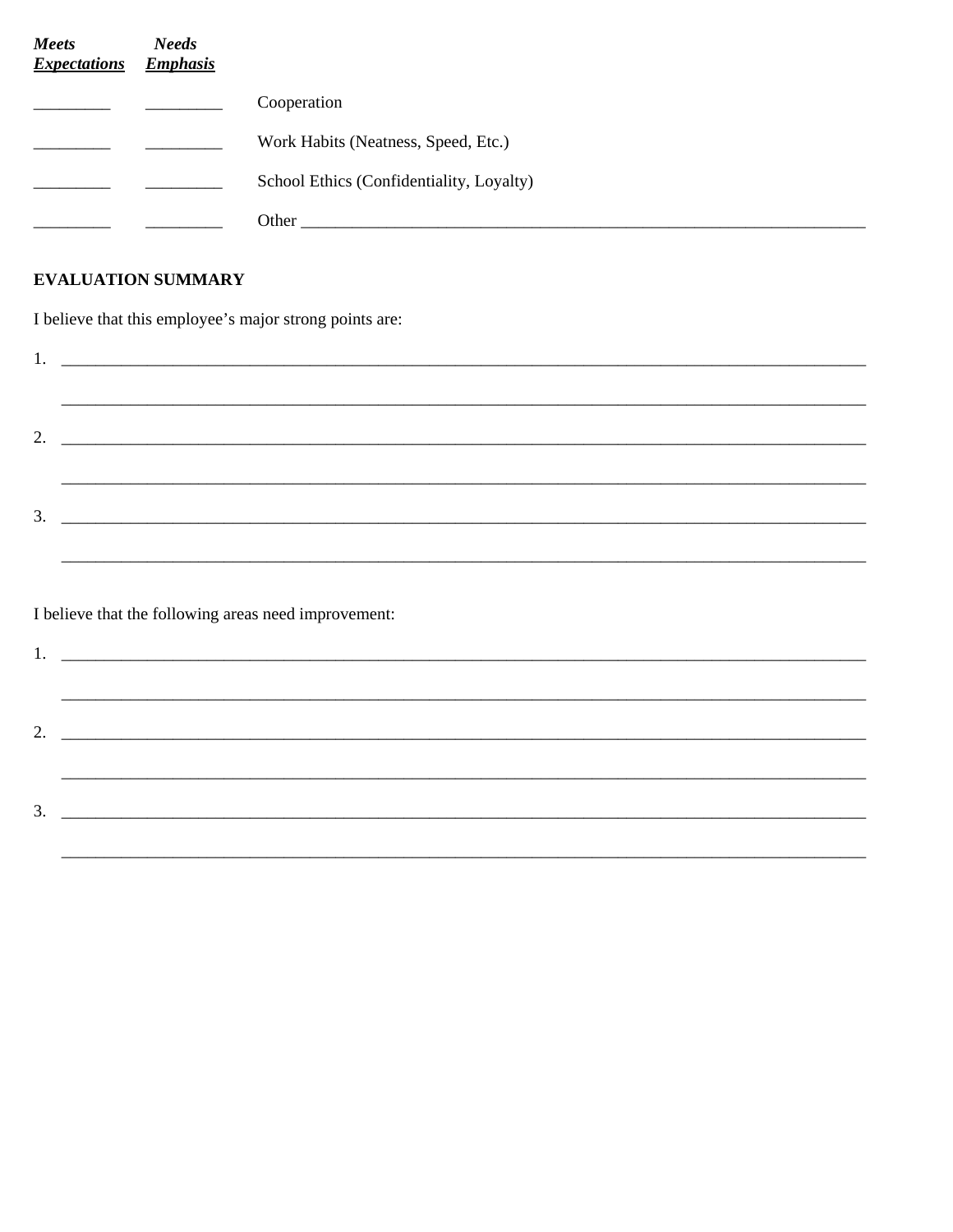| ***Meets Expectations*** | ***Needs Emphasis*** | |
|---|---|---|
| _________ | _________ | Cooperation |
| _________ | _________ | Work Habits (Neatness, Speed, Etc.) |
| _________ | _________ | School Ethics (Confidentiality, Loyalty) |
| _________ | _________ | Other ______________________________________________________________________ |

**EVALUATION SUMMARY**

I believe that this employee's major strong points are:

1. ____________________________________________________________________________________________

   ____________________________________________________________________________________________

2. ____________________________________________________________________________________________

   ____________________________________________________________________________________________

3. ____________________________________________________________________________________________

   ____________________________________________________________________________________________

I believe that the following areas need improvement:

1. ____________________________________________________________________________________________

   ____________________________________________________________________________________________

2. ____________________________________________________________________________________________

   ____________________________________________________________________________________________

3. ____________________________________________________________________________________________

   ____________________________________________________________________________________________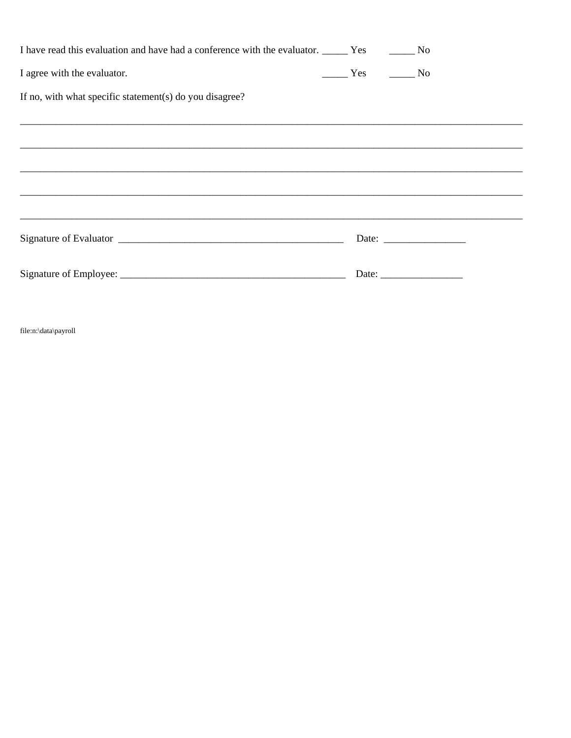I have read this evaluation and have had a conference with the evaluator. _____ Yes _____ No

I agree with the evaluator. _____ Yes _____ No

If no, with what specific statement(s) do you disagree?

_____________________________________________________________________________________________

_____________________________________________________________________________________________

_____________________________________________________________________________________________

_____________________________________________________________________________________________

_____________________________________________________________________________________________

Signature of Evaluator _____________________________________________ Date: ________________

Signature of Employee: _____________________________________________ Date: ________________

file:n:\data\payroll